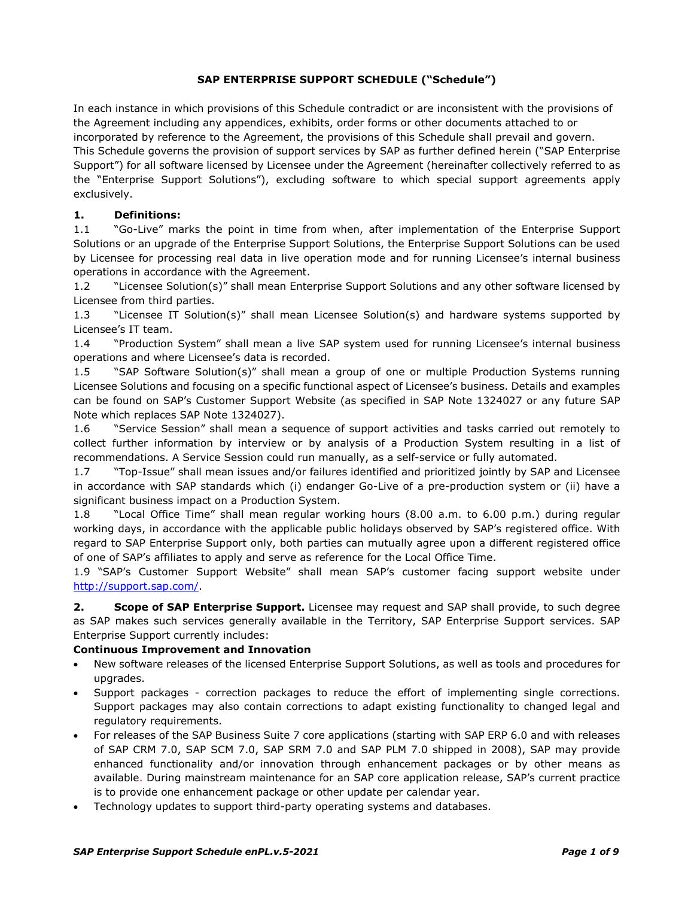# SAP ENTERPRISE SUPPORT SCHEDULE ("Schedule")

In each instance in which provisions of this Schedule contradict or are inconsistent with the provisions of the Agreement including any appendices, exhibits, order forms or other documents attached to or incorporated by reference to the Agreement, the provisions of this Schedule shall prevail and govern. This Schedule governs the provision of support services by SAP as further defined herein ("SAP Enterprise Support") for all software licensed by Licensee under the Agreement (hereinafter collectively referred to as the "Enterprise Support Solutions"), excluding software to which special support agreements apply exclusively.

**1. Definitions:**

1.1 "Go-Live" marks the point in time from when, after implementation of the Enterprise Support Solutions or an upgrade of the Enterprise Support Solutions, the Enterprise Support Solutions can be used by Licensee for processing real data in live operation mode and for running Licensee's internal business operations in accordance with the Agreement.

1.2 "Licensee Solution(s)" shall mean Enterprise Support Solutions and any other software licensed by Licensee from third parties.

1.3 "Licensee IT Solution(s)" shall mean Licensee Solution(s) and hardware systems supported by Licensee's IT team.

1.4 "Production System" shall mean a live SAP system used for running Licensee's internal business operations and where Licensee's data is recorded.

1.5 "SAP Software Solution(s)" shall mean a group of one or multiple Production Systems running Licensee Solutions and focusing on a specific functional aspect of Licensee's business. Details and examples can be found on SAP's Customer Support Website (as specified in SAP Note 1324027 or any future SAP Note which replaces SAP Note 1324027).

1.6 "Service Session" shall mean a sequence of support activities and tasks carried out remotely to collect further information by interview or by analysis of a Production System resulting in a list of recommendations. A Service Session could run manually, as a self-service or fully automated.

1.7 "Top-Issue" shall mean issues and/or failures identified and prioritized jointly by SAP and Licensee in accordance with SAP standards which (i) endanger Go-Live of a pre-production system or (ii) have a significant business impact on a Production System.

1.8 "Local Office Time" shall mean regular working hours (8.00 a.m. to 6.00 p.m.) during regular working days, in accordance with the applicable public holidays observed by SAP's registered office. With regard to SAP Enterprise Support only, both parties can mutually agree upon a different registered office of one of SAP's affiliates to apply and serve as reference for the Local Office Time.

1.9 "SAP's Customer Support Website" shall mean SAP's customer facing support website under http://support.sap.com/.

**2. Scope of SAP Enterprise Support.** Licensee may request and SAP shall provide, to such degree as SAP makes such services generally available in the Territory, SAP Enterprise Support services. SAP Enterprise Support currently includes:

**Continuous Improvement and Innovation**

- New software releases of the licensed Enterprise Support Solutions, as well as tools and procedures for upgrades.
- Support packages - correction packages to reduce the effort of implementing single corrections. Support packages may also contain corrections to adapt existing functionality to changed legal and regulatory requirements.
- For releases of the SAP Business Suite 7 core applications (starting with SAP ERP 6.0 and with releases of SAP CRM 7.0, SAP SCM 7.0, SAP SRM 7.0 and SAP PLM 7.0 shipped in 2008), SAP may provide enhanced functionality and/or innovation through enhancement packages or by other means as available. During mainstream maintenance for an SAP core application release, SAP's current practice is to provide one enhancement package or other update per calendar year.
- Technology updates to support third-party operating systems and databases.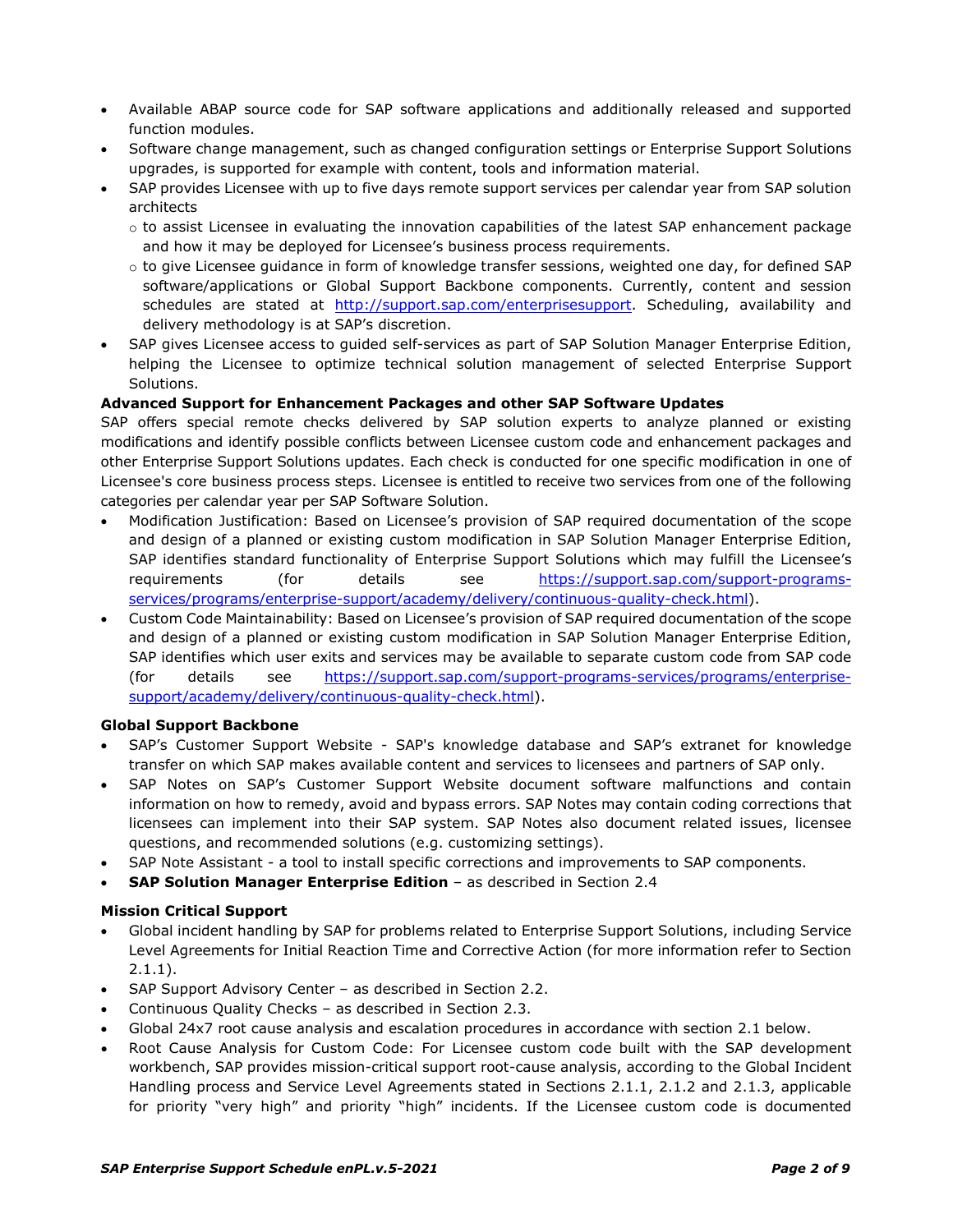- Available ABAP source code for SAP software applications and additionally released and supported function modules.
- Software change management, such as changed configuration settings or Enterprise Support Solutions upgrades, is supported for example with content, tools and information material.
- SAP provides Licensee with up to five days remote support services per calendar year from SAP solution architects
  - to assist Licensee in evaluating the innovation capabilities of the latest SAP enhancement package and how it may be deployed for Licensee's business process requirements.
  - to give Licensee guidance in form of knowledge transfer sessions, weighted one day, for defined SAP software/applications or Global Support Backbone components. Currently, content and session schedules are stated at [http://support.sap.com/enterprisesupport](http://support.sap.com/enterprisesupport). Scheduling, availability and delivery methodology is at SAP's discretion.
- SAP gives Licensee access to guided self-services as part of SAP Solution Manager Enterprise Edition, helping the Licensee to optimize technical solution management of selected Enterprise Support Solutions.

**Advanced Support for Enhancement Packages and other SAP Software Updates**

SAP offers special remote checks delivered by SAP solution experts to analyze planned or existing modifications and identify possible conflicts between Licensee custom code and enhancement packages and other Enterprise Support Solutions updates. Each check is conducted for one specific modification in one of Licensee's core business process steps. Licensee is entitled to receive two services from one of the following categories per calendar year per SAP Software Solution.

- Modification Justification: Based on Licensee's provision of SAP required documentation of the scope and design of a planned or existing custom modification in SAP Solution Manager Enterprise Edition, SAP identifies standard functionality of Enterprise Support Solutions which may fulfill the Licensee's requirements (for details see [https://support.sap.com/support-programs-services/programs/enterprise-support/academy/delivery/continuous-quality-check.html](https://support.sap.com/support-programs-services/programs/enterprise-support/academy/delivery/continuous-quality-check.html)).
- Custom Code Maintainability: Based on Licensee's provision of SAP required documentation of the scope and design of a planned or existing custom modification in SAP Solution Manager Enterprise Edition, SAP identifies which user exits and services may be available to separate custom code from SAP code (for details see [https://support.sap.com/support-programs-services/programs/enterprise-support/academy/delivery/continuous-quality-check.html](https://support.sap.com/support-programs-services/programs/enterprise-support/academy/delivery/continuous-quality-check.html)).

**Global Support Backbone**

- SAP's Customer Support Website - SAP's knowledge database and SAP's extranet for knowledge transfer on which SAP makes available content and services to licensees and partners of SAP only.
- SAP Notes on SAP's Customer Support Website document software malfunctions and contain information on how to remedy, avoid and bypass errors. SAP Notes may contain coding corrections that licensees can implement into their SAP system. SAP Notes also document related issues, licensee questions, and recommended solutions (e.g. customizing settings).
- SAP Note Assistant - a tool to install specific corrections and improvements to SAP components.
- **SAP Solution Manager Enterprise Edition** – as described in Section 2.4

**Mission Critical Support**

- Global incident handling by SAP for problems related to Enterprise Support Solutions, including Service Level Agreements for Initial Reaction Time and Corrective Action (for more information refer to Section 2.1.1).
- SAP Support Advisory Center – as described in Section 2.2.
- Continuous Quality Checks – as described in Section 2.3.
- Global 24x7 root cause analysis and escalation procedures in accordance with section 2.1 below.
- Root Cause Analysis for Custom Code: For Licensee custom code built with the SAP development workbench, SAP provides mission-critical support root-cause analysis, according to the Global Incident Handling process and Service Level Agreements stated in Sections 2.1.1, 2.1.2 and 2.1.3, applicable for priority "very high" and priority "high" incidents. If the Licensee custom code is documented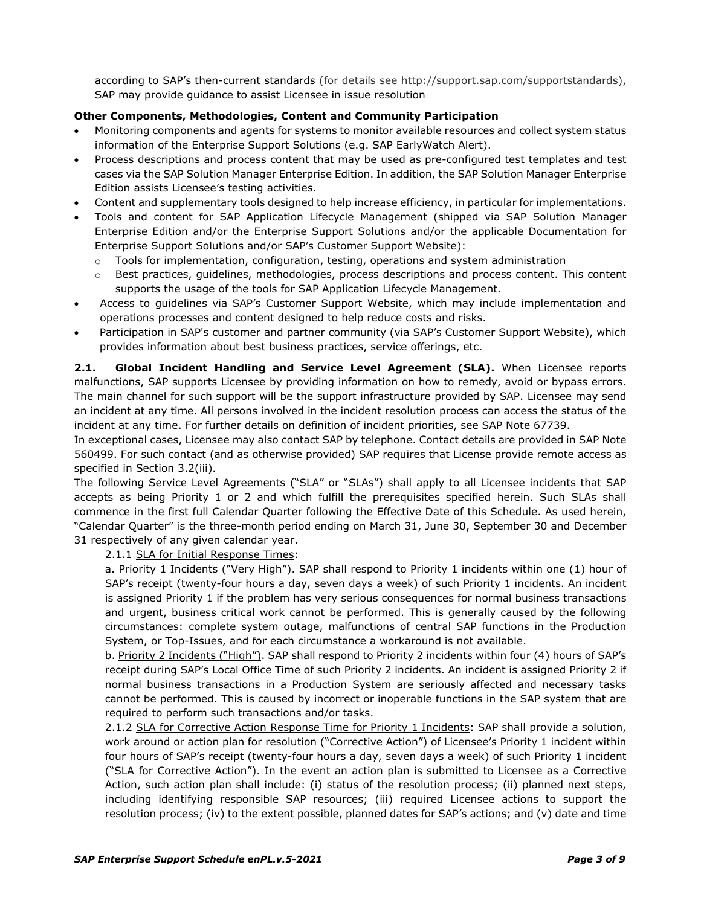according to SAP's then-current standards (for details see http://support.sap.com/supportstandards), SAP may provide guidance to assist Licensee in issue resolution

**Other Components, Methodologies, Content and Community Participation**

- Monitoring components and agents for systems to monitor available resources and collect system status information of the Enterprise Support Solutions (e.g. SAP EarlyWatch Alert).
- Process descriptions and process content that may be used as pre-configured test templates and test cases via the SAP Solution Manager Enterprise Edition. In addition, the SAP Solution Manager Enterprise Edition assists Licensee's testing activities.
- Content and supplementary tools designed to help increase efficiency, in particular for implementations.
- Tools and content for SAP Application Lifecycle Management (shipped via SAP Solution Manager Enterprise Edition and/or the Enterprise Support Solutions and/or the applicable Documentation for Enterprise Support Solutions and/or SAP's Customer Support Website):
  - Tools for implementation, configuration, testing, operations and system administration
  - Best practices, guidelines, methodologies, process descriptions and process content. This content supports the usage of the tools for SAP Application Lifecycle Management.
- Access to guidelines via SAP's Customer Support Website, which may include implementation and operations processes and content designed to help reduce costs and risks.
- Participation in SAP's customer and partner community (via SAP's Customer Support Website), which provides information about best business practices, service offerings, etc.

**2.1. Global Incident Handling and Service Level Agreement (SLA).** When Licensee reports malfunctions, SAP supports Licensee by providing information on how to remedy, avoid or bypass errors. The main channel for such support will be the support infrastructure provided by SAP. Licensee may send an incident at any time. All persons involved in the incident resolution process can access the status of the incident at any time. For further details on definition of incident priorities, see SAP Note 67739.

In exceptional cases, Licensee may also contact SAP by telephone. Contact details are provided in SAP Note 560499. For such contact (and as otherwise provided) SAP requires that License provide remote access as specified in Section 3.2(iii).

The following Service Level Agreements ("SLA" or "SLAs") shall apply to all Licensee incidents that SAP accepts as being Priority 1 or 2 and which fulfill the prerequisites specified herein. Such SLAs shall commence in the first full Calendar Quarter following the Effective Date of this Schedule. As used herein, "Calendar Quarter" is the three-month period ending on March 31, June 30, September 30 and December 31 respectively of any given calendar year.

2.1.1 <u>SLA for Initial Response Times</u>:

a. <u>Priority 1 Incidents ("Very High")</u>. SAP shall respond to Priority 1 incidents within one (1) hour of SAP's receipt (twenty-four hours a day, seven days a week) of such Priority 1 incidents. An incident is assigned Priority 1 if the problem has very serious consequences for normal business transactions and urgent, business critical work cannot be performed. This is generally caused by the following circumstances: complete system outage, malfunctions of central SAP functions in the Production System, or Top-Issues, and for each circumstance a workaround is not available.

b. <u>Priority 2 Incidents ("High")</u>. SAP shall respond to Priority 2 incidents within four (4) hours of SAP's receipt during SAP's Local Office Time of such Priority 2 incidents. An incident is assigned Priority 2 if normal business transactions in a Production System are seriously affected and necessary tasks cannot be performed. This is caused by incorrect or inoperable functions in the SAP system that are required to perform such transactions and/or tasks.

2.1.2 <u>SLA for Corrective Action Response Time for Priority 1 Incidents</u>: SAP shall provide a solution, work around or action plan for resolution ("Corrective Action") of Licensee's Priority 1 incident within four hours of SAP's receipt (twenty-four hours a day, seven days a week) of such Priority 1 incident ("SLA for Corrective Action"). In the event an action plan is submitted to Licensee as a Corrective Action, such action plan shall include: (i) status of the resolution process; (ii) planned next steps, including identifying responsible SAP resources; (iii) required Licensee actions to support the resolution process; (iv) to the extent possible, planned dates for SAP's actions; and (v) date and time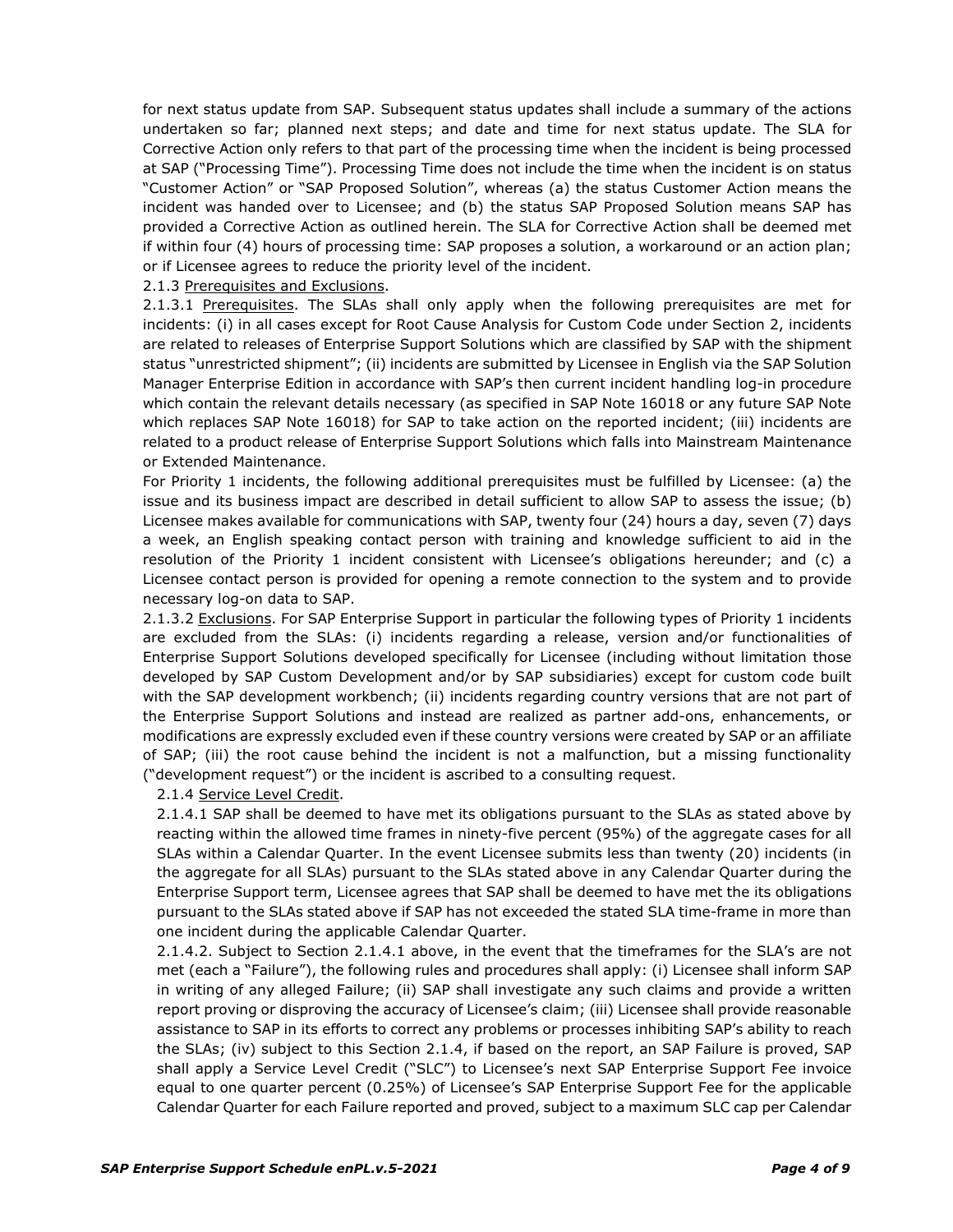for next status update from SAP. Subsequent status updates shall include a summary of the actions undertaken so far; planned next steps; and date and time for next status update. The SLA for Corrective Action only refers to that part of the processing time when the incident is being processed at SAP ("Processing Time"). Processing Time does not include the time when the incident is on status "Customer Action" or "SAP Proposed Solution", whereas (a) the status Customer Action means the incident was handed over to Licensee; and (b) the status SAP Proposed Solution means SAP has provided a Corrective Action as outlined herein. The SLA for Corrective Action shall be deemed met if within four (4) hours of processing time: SAP proposes a solution, a workaround or an action plan; or if Licensee agrees to reduce the priority level of the incident.

2.1.3 Prerequisites and Exclusions.

2.1.3.1 Prerequisites. The SLAs shall only apply when the following prerequisites are met for incidents: (i) in all cases except for Root Cause Analysis for Custom Code under Section 2, incidents are related to releases of Enterprise Support Solutions which are classified by SAP with the shipment status "unrestricted shipment"; (ii) incidents are submitted by Licensee in English via the SAP Solution Manager Enterprise Edition in accordance with SAP's then current incident handling log-in procedure which contain the relevant details necessary (as specified in SAP Note 16018 or any future SAP Note which replaces SAP Note 16018) for SAP to take action on the reported incident; (iii) incidents are related to a product release of Enterprise Support Solutions which falls into Mainstream Maintenance or Extended Maintenance.

For Priority 1 incidents, the following additional prerequisites must be fulfilled by Licensee: (a) the issue and its business impact are described in detail sufficient to allow SAP to assess the issue; (b) Licensee makes available for communications with SAP, twenty four (24) hours a day, seven (7) days a week, an English speaking contact person with training and knowledge sufficient to aid in the resolution of the Priority 1 incident consistent with Licensee's obligations hereunder; and (c) a Licensee contact person is provided for opening a remote connection to the system and to provide necessary log-on data to SAP.

2.1.3.2 Exclusions. For SAP Enterprise Support in particular the following types of Priority 1 incidents are excluded from the SLAs: (i) incidents regarding a release, version and/or functionalities of Enterprise Support Solutions developed specifically for Licensee (including without limitation those developed by SAP Custom Development and/or by SAP subsidiaries) except for custom code built with the SAP development workbench; (ii) incidents regarding country versions that are not part of the Enterprise Support Solutions and instead are realized as partner add-ons, enhancements, or modifications are expressly excluded even if these country versions were created by SAP or an affiliate of SAP; (iii) the root cause behind the incident is not a malfunction, but a missing functionality ("development request") or the incident is ascribed to a consulting request.

2.1.4 Service Level Credit.

2.1.4.1 SAP shall be deemed to have met its obligations pursuant to the SLAs as stated above by reacting within the allowed time frames in ninety-five percent (95%) of the aggregate cases for all SLAs within a Calendar Quarter. In the event Licensee submits less than twenty (20) incidents (in the aggregate for all SLAs) pursuant to the SLAs stated above in any Calendar Quarter during the Enterprise Support term, Licensee agrees that SAP shall be deemed to have met the its obligations pursuant to the SLAs stated above if SAP has not exceeded the stated SLA time-frame in more than one incident during the applicable Calendar Quarter.

2.1.4.2. Subject to Section 2.1.4.1 above, in the event that the timeframes for the SLA's are not met (each a "Failure"), the following rules and procedures shall apply: (i) Licensee shall inform SAP in writing of any alleged Failure; (ii) SAP shall investigate any such claims and provide a written report proving or disproving the accuracy of Licensee's claim; (iii) Licensee shall provide reasonable assistance to SAP in its efforts to correct any problems or processes inhibiting SAP's ability to reach the SLAs; (iv) subject to this Section 2.1.4, if based on the report, an SAP Failure is proved, SAP shall apply a Service Level Credit ("SLC") to Licensee's next SAP Enterprise Support Fee invoice equal to one quarter percent (0.25%) of Licensee's SAP Enterprise Support Fee for the applicable Calendar Quarter for each Failure reported and proved, subject to a maximum SLC cap per Calendar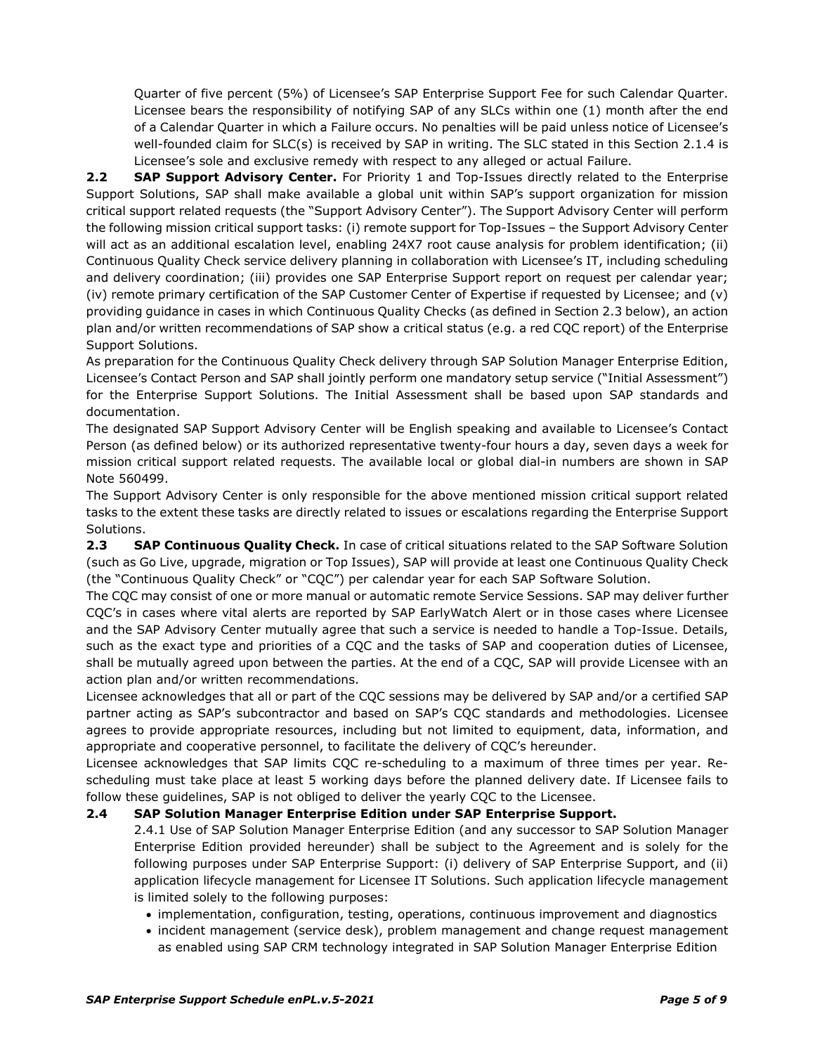Quarter of five percent (5%) of Licensee's SAP Enterprise Support Fee for such Calendar Quarter. Licensee bears the responsibility of notifying SAP of any SLCs within one (1) month after the end of a Calendar Quarter in which a Failure occurs. No penalties will be paid unless notice of Licensee's well-founded claim for SLC(s) is received by SAP in writing. The SLC stated in this Section 2.1.4 is Licensee's sole and exclusive remedy with respect to any alleged or actual Failure.

**2.2 SAP Support Advisory Center.** For Priority 1 and Top-Issues directly related to the Enterprise Support Solutions, SAP shall make available a global unit within SAP's support organization for mission critical support related requests (the "Support Advisory Center"). The Support Advisory Center will perform the following mission critical support tasks: (i) remote support for Top-Issues – the Support Advisory Center will act as an additional escalation level, enabling 24X7 root cause analysis for problem identification; (ii) Continuous Quality Check service delivery planning in collaboration with Licensee's IT, including scheduling and delivery coordination; (iii) provides one SAP Enterprise Support report on request per calendar year; (iv) remote primary certification of the SAP Customer Center of Expertise if requested by Licensee; and (v) providing guidance in cases in which Continuous Quality Checks (as defined in Section 2.3 below), an action plan and/or written recommendations of SAP show a critical status (e.g. a red CQC report) of the Enterprise Support Solutions.

As preparation for the Continuous Quality Check delivery through SAP Solution Manager Enterprise Edition, Licensee's Contact Person and SAP shall jointly perform one mandatory setup service ("Initial Assessment") for the Enterprise Support Solutions. The Initial Assessment shall be based upon SAP standards and documentation.

The designated SAP Support Advisory Center will be English speaking and available to Licensee's Contact Person (as defined below) or its authorized representative twenty-four hours a day, seven days a week for mission critical support related requests. The available local or global dial-in numbers are shown in SAP Note 560499.

The Support Advisory Center is only responsible for the above mentioned mission critical support related tasks to the extent these tasks are directly related to issues or escalations regarding the Enterprise Support Solutions.

**2.3 SAP Continuous Quality Check.** In case of critical situations related to the SAP Software Solution (such as Go Live, upgrade, migration or Top Issues), SAP will provide at least one Continuous Quality Check (the "Continuous Quality Check" or "CQC") per calendar year for each SAP Software Solution.

The CQC may consist of one or more manual or automatic remote Service Sessions. SAP may deliver further CQC's in cases where vital alerts are reported by SAP EarlyWatch Alert or in those cases where Licensee and the SAP Advisory Center mutually agree that such a service is needed to handle a Top-Issue. Details, such as the exact type and priorities of a CQC and the tasks of SAP and cooperation duties of Licensee, shall be mutually agreed upon between the parties. At the end of a CQC, SAP will provide Licensee with an action plan and/or written recommendations.

Licensee acknowledges that all or part of the CQC sessions may be delivered by SAP and/or a certified SAP partner acting as SAP's subcontractor and based on SAP's CQC standards and methodologies. Licensee agrees to provide appropriate resources, including but not limited to equipment, data, information, and appropriate and cooperative personnel, to facilitate the delivery of CQC's hereunder.

Licensee acknowledges that SAP limits CQC re-scheduling to a maximum of three times per year. Re-scheduling must take place at least 5 working days before the planned delivery date. If Licensee fails to follow these guidelines, SAP is not obliged to deliver the yearly CQC to the Licensee.

**2.4 SAP Solution Manager Enterprise Edition under SAP Enterprise Support.**

2.4.1 Use of SAP Solution Manager Enterprise Edition (and any successor to SAP Solution Manager Enterprise Edition provided hereunder) shall be subject to the Agreement and is solely for the following purposes under SAP Enterprise Support: (i) delivery of SAP Enterprise Support, and (ii) application lifecycle management for Licensee IT Solutions. Such application lifecycle management is limited solely to the following purposes:

- implementation, configuration, testing, operations, continuous improvement and diagnostics
- incident management (service desk), problem management and change request management as enabled using SAP CRM technology integrated in SAP Solution Manager Enterprise Edition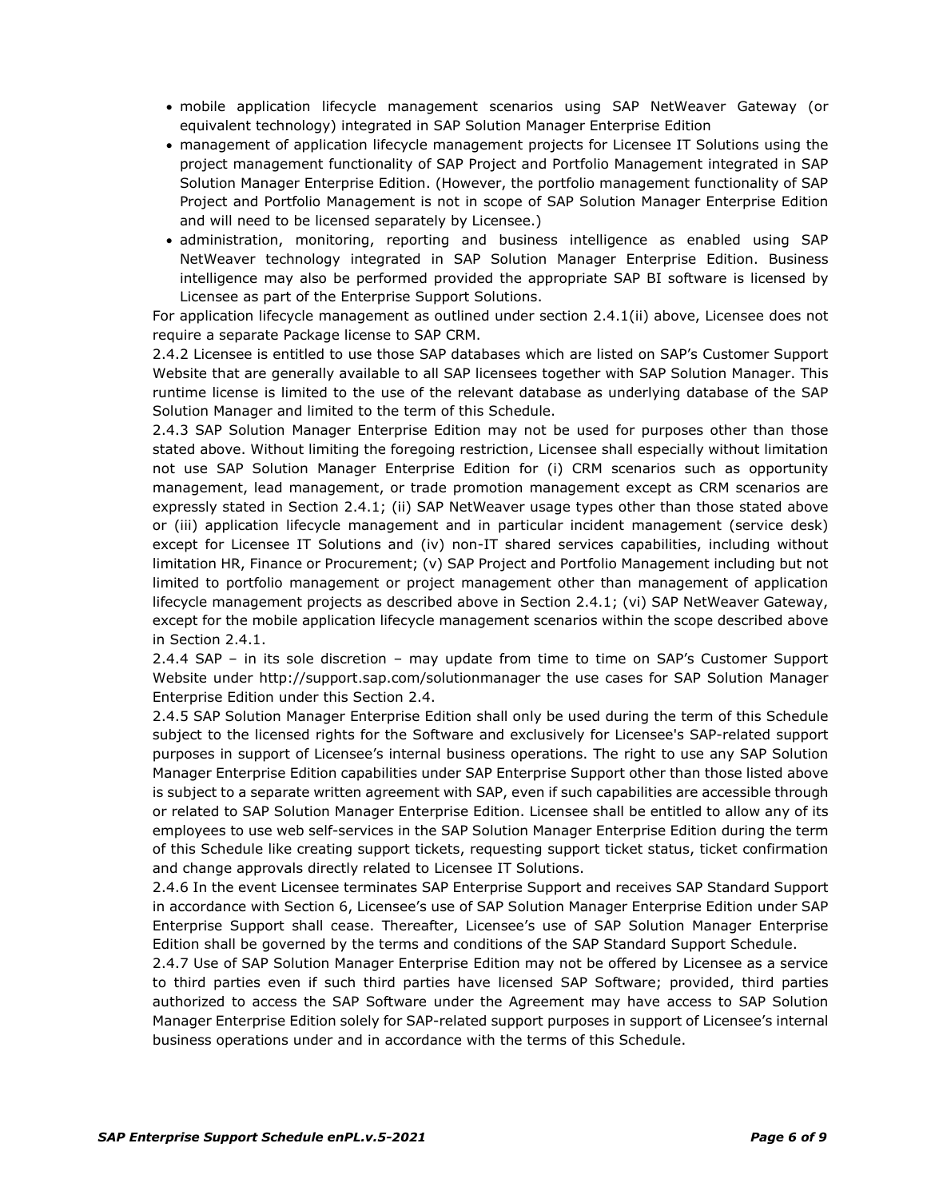- mobile application lifecycle management scenarios using SAP NetWeaver Gateway (or equivalent technology) integrated in SAP Solution Manager Enterprise Edition
- management of application lifecycle management projects for Licensee IT Solutions using the project management functionality of SAP Project and Portfolio Management integrated in SAP Solution Manager Enterprise Edition. (However, the portfolio management functionality of SAP Project and Portfolio Management is not in scope of SAP Solution Manager Enterprise Edition and will need to be licensed separately by Licensee.)
- administration, monitoring, reporting and business intelligence as enabled using SAP NetWeaver technology integrated in SAP Solution Manager Enterprise Edition. Business intelligence may also be performed provided the appropriate SAP BI software is licensed by Licensee as part of the Enterprise Support Solutions.

For application lifecycle management as outlined under section 2.4.1(ii) above, Licensee does not require a separate Package license to SAP CRM.

2.4.2 Licensee is entitled to use those SAP databases which are listed on SAP's Customer Support Website that are generally available to all SAP licensees together with SAP Solution Manager. This runtime license is limited to the use of the relevant database as underlying database of the SAP Solution Manager and limited to the term of this Schedule.

2.4.3 SAP Solution Manager Enterprise Edition may not be used for purposes other than those stated above. Without limiting the foregoing restriction, Licensee shall especially without limitation not use SAP Solution Manager Enterprise Edition for (i) CRM scenarios such as opportunity management, lead management, or trade promotion management except as CRM scenarios are expressly stated in Section 2.4.1; (ii) SAP NetWeaver usage types other than those stated above or (iii) application lifecycle management and in particular incident management (service desk) except for Licensee IT Solutions and (iv) non-IT shared services capabilities, including without limitation HR, Finance or Procurement; (v) SAP Project and Portfolio Management including but not limited to portfolio management or project management other than management of application lifecycle management projects as described above in Section 2.4.1; (vi) SAP NetWeaver Gateway, except for the mobile application lifecycle management scenarios within the scope described above in Section 2.4.1.

2.4.4 SAP – in its sole discretion – may update from time to time on SAP's Customer Support Website under http://support.sap.com/solutionmanager the use cases for SAP Solution Manager Enterprise Edition under this Section 2.4.

2.4.5 SAP Solution Manager Enterprise Edition shall only be used during the term of this Schedule subject to the licensed rights for the Software and exclusively for Licensee's SAP-related support purposes in support of Licensee's internal business operations. The right to use any SAP Solution Manager Enterprise Edition capabilities under SAP Enterprise Support other than those listed above is subject to a separate written agreement with SAP, even if such capabilities are accessible through or related to SAP Solution Manager Enterprise Edition. Licensee shall be entitled to allow any of its employees to use web self-services in the SAP Solution Manager Enterprise Edition during the term of this Schedule like creating support tickets, requesting support ticket status, ticket confirmation and change approvals directly related to Licensee IT Solutions.

2.4.6 In the event Licensee terminates SAP Enterprise Support and receives SAP Standard Support in accordance with Section 6, Licensee's use of SAP Solution Manager Enterprise Edition under SAP Enterprise Support shall cease. Thereafter, Licensee's use of SAP Solution Manager Enterprise Edition shall be governed by the terms and conditions of the SAP Standard Support Schedule.

2.4.7 Use of SAP Solution Manager Enterprise Edition may not be offered by Licensee as a service to third parties even if such third parties have licensed SAP Software; provided, third parties authorized to access the SAP Software under the Agreement may have access to SAP Solution Manager Enterprise Edition solely for SAP-related support purposes in support of Licensee's internal business operations under and in accordance with the terms of this Schedule.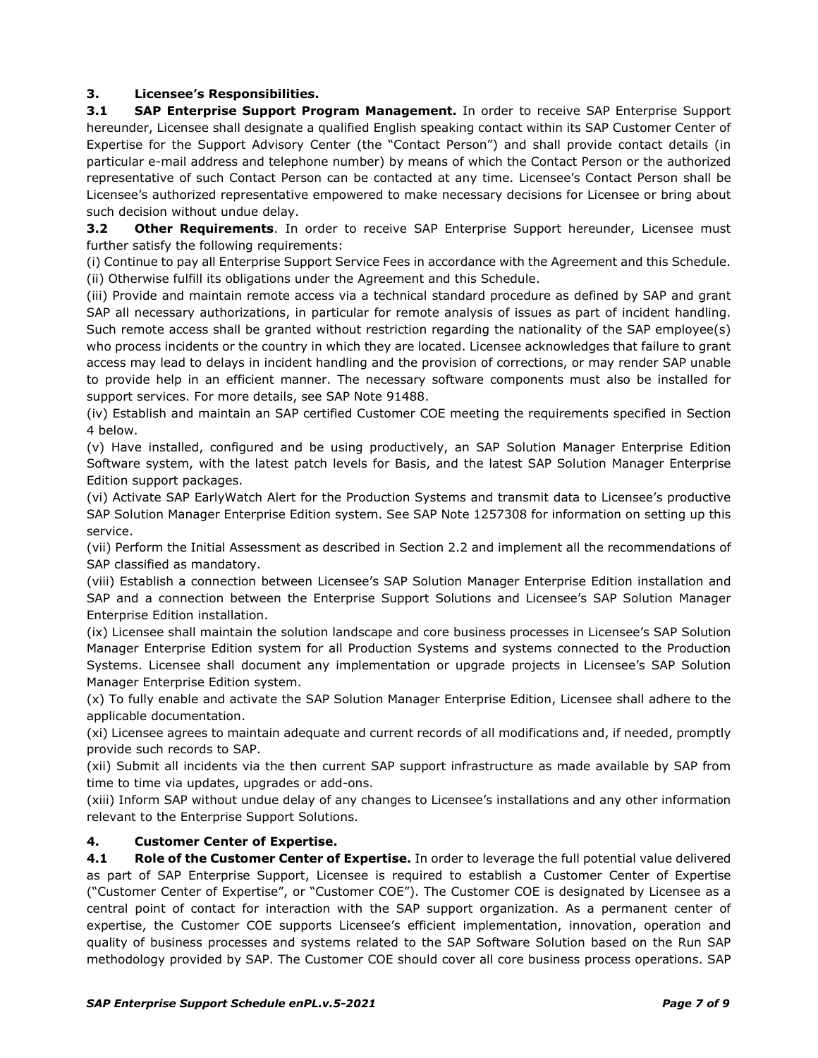## 3. Licensee's Responsibilities.

**3.1 SAP Enterprise Support Program Management.** In order to receive SAP Enterprise Support hereunder, Licensee shall designate a qualified English speaking contact within its SAP Customer Center of Expertise for the Support Advisory Center (the "Contact Person") and shall provide contact details (in particular e-mail address and telephone number) by means of which the Contact Person or the authorized representative of such Contact Person can be contacted at any time. Licensee's Contact Person shall be Licensee's authorized representative empowered to make necessary decisions for Licensee or bring about such decision without undue delay.

**3.2 Other Requirements**. In order to receive SAP Enterprise Support hereunder, Licensee must further satisfy the following requirements:

(i) Continue to pay all Enterprise Support Service Fees in accordance with the Agreement and this Schedule.

(ii) Otherwise fulfill its obligations under the Agreement and this Schedule.

(iii) Provide and maintain remote access via a technical standard procedure as defined by SAP and grant SAP all necessary authorizations, in particular for remote analysis of issues as part of incident handling. Such remote access shall be granted without restriction regarding the nationality of the SAP employee(s) who process incidents or the country in which they are located. Licensee acknowledges that failure to grant access may lead to delays in incident handling and the provision of corrections, or may render SAP unable to provide help in an efficient manner. The necessary software components must also be installed for support services. For more details, see SAP Note 91488.

(iv) Establish and maintain an SAP certified Customer COE meeting the requirements specified in Section 4 below.

(v) Have installed, configured and be using productively, an SAP Solution Manager Enterprise Edition Software system, with the latest patch levels for Basis, and the latest SAP Solution Manager Enterprise Edition support packages.

(vi) Activate SAP EarlyWatch Alert for the Production Systems and transmit data to Licensee's productive SAP Solution Manager Enterprise Edition system. See SAP Note 1257308 for information on setting up this service.

(vii) Perform the Initial Assessment as described in Section 2.2 and implement all the recommendations of SAP classified as mandatory.

(viii) Establish a connection between Licensee's SAP Solution Manager Enterprise Edition installation and SAP and a connection between the Enterprise Support Solutions and Licensee's SAP Solution Manager Enterprise Edition installation.

(ix) Licensee shall maintain the solution landscape and core business processes in Licensee's SAP Solution Manager Enterprise Edition system for all Production Systems and systems connected to the Production Systems. Licensee shall document any implementation or upgrade projects in Licensee's SAP Solution Manager Enterprise Edition system.

(x) To fully enable and activate the SAP Solution Manager Enterprise Edition, Licensee shall adhere to the applicable documentation.

(xi) Licensee agrees to maintain adequate and current records of all modifications and, if needed, promptly provide such records to SAP.

(xii) Submit all incidents via the then current SAP support infrastructure as made available by SAP from time to time via updates, upgrades or add-ons.

(xiii) Inform SAP without undue delay of any changes to Licensee's installations and any other information relevant to the Enterprise Support Solutions.

## 4. Customer Center of Expertise.

**4.1 Role of the Customer Center of Expertise.** In order to leverage the full potential value delivered as part of SAP Enterprise Support, Licensee is required to establish a Customer Center of Expertise ("Customer Center of Expertise", or "Customer COE"). The Customer COE is designated by Licensee as a central point of contact for interaction with the SAP support organization. As a permanent center of expertise, the Customer COE supports Licensee's efficient implementation, innovation, operation and quality of business processes and systems related to the SAP Software Solution based on the Run SAP methodology provided by SAP. The Customer COE should cover all core business process operations. SAP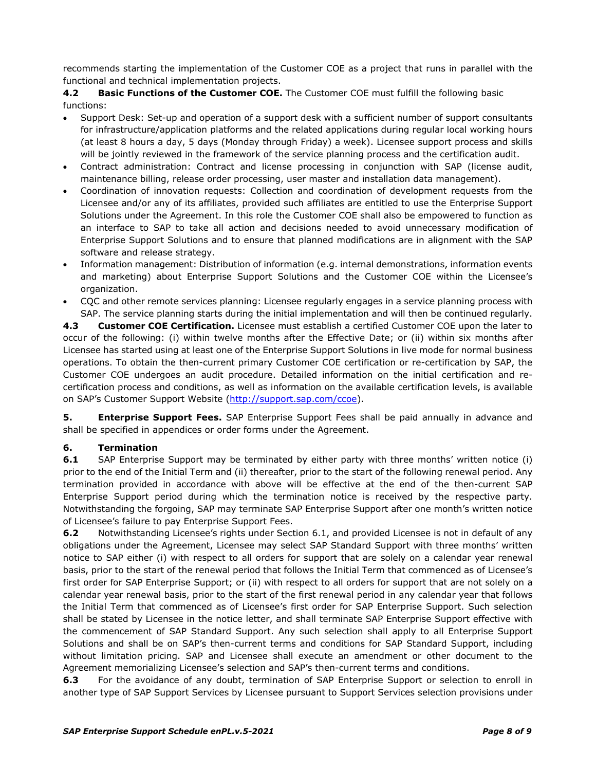recommends starting the implementation of the Customer COE as a project that runs in parallel with the functional and technical implementation projects.

**4.2 Basic Functions of the Customer COE.** The Customer COE must fulfill the following basic functions:

- Support Desk: Set-up and operation of a support desk with a sufficient number of support consultants for infrastructure/application platforms and the related applications during regular local working hours (at least 8 hours a day, 5 days (Monday through Friday) a week). Licensee support process and skills will be jointly reviewed in the framework of the service planning process and the certification audit.
- Contract administration: Contract and license processing in conjunction with SAP (license audit, maintenance billing, release order processing, user master and installation data management).
- Coordination of innovation requests: Collection and coordination of development requests from the Licensee and/or any of its affiliates, provided such affiliates are entitled to use the Enterprise Support Solutions under the Agreement. In this role the Customer COE shall also be empowered to function as an interface to SAP to take all action and decisions needed to avoid unnecessary modification of Enterprise Support Solutions and to ensure that planned modifications are in alignment with the SAP software and release strategy.
- Information management: Distribution of information (e.g. internal demonstrations, information events and marketing) about Enterprise Support Solutions and the Customer COE within the Licensee's organization.
- CQC and other remote services planning: Licensee regularly engages in a service planning process with SAP. The service planning starts during the initial implementation and will then be continued regularly.

**4.3 Customer COE Certification.** Licensee must establish a certified Customer COE upon the later to occur of the following: (i) within twelve months after the Effective Date; or (ii) within six months after Licensee has started using at least one of the Enterprise Support Solutions in live mode for normal business operations. To obtain the then-current primary Customer COE certification or re-certification by SAP, the Customer COE undergoes an audit procedure. Detailed information on the initial certification and re-certification process and conditions, as well as information on the available certification levels, is available on SAP's Customer Support Website (http://support.sap.com/ccoe).

**5. Enterprise Support Fees.** SAP Enterprise Support Fees shall be paid annually in advance and shall be specified in appendices or order forms under the Agreement.

## 6. Termination

**6.1** SAP Enterprise Support may be terminated by either party with three months' written notice (i) prior to the end of the Initial Term and (ii) thereafter, prior to the start of the following renewal period. Any termination provided in accordance with above will be effective at the end of the then-current SAP Enterprise Support period during which the termination notice is received by the respective party. Notwithstanding the forgoing, SAP may terminate SAP Enterprise Support after one month's written notice of Licensee's failure to pay Enterprise Support Fees.

**6.2** Notwithstanding Licensee's rights under Section 6.1, and provided Licensee is not in default of any obligations under the Agreement, Licensee may select SAP Standard Support with three months' written notice to SAP either (i) with respect to all orders for support that are solely on a calendar year renewal basis, prior to the start of the renewal period that follows the Initial Term that commenced as of Licensee's first order for SAP Enterprise Support; or (ii) with respect to all orders for support that are not solely on a calendar year renewal basis, prior to the start of the first renewal period in any calendar year that follows the Initial Term that commenced as of Licensee's first order for SAP Enterprise Support. Such selection shall be stated by Licensee in the notice letter, and shall terminate SAP Enterprise Support effective with the commencement of SAP Standard Support. Any such selection shall apply to all Enterprise Support Solutions and shall be on SAP's then-current terms and conditions for SAP Standard Support, including without limitation pricing. SAP and Licensee shall execute an amendment or other document to the Agreement memorializing Licensee's selection and SAP's then-current terms and conditions.

**6.3** For the avoidance of any doubt, termination of SAP Enterprise Support or selection to enroll in another type of SAP Support Services by Licensee pursuant to Support Services selection provisions under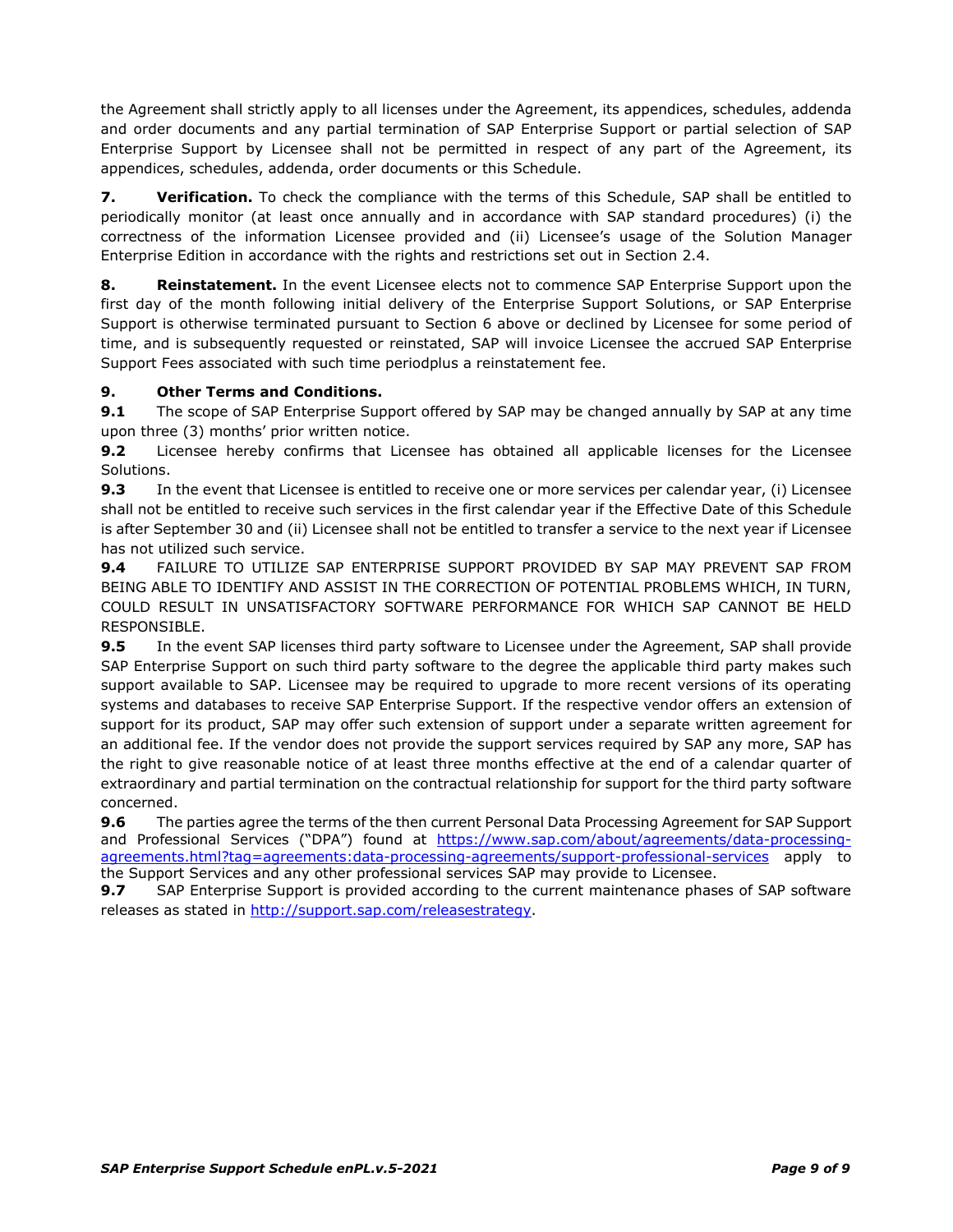the Agreement shall strictly apply to all licenses under the Agreement, its appendices, schedules, addenda and order documents and any partial termination of SAP Enterprise Support or partial selection of SAP Enterprise Support by Licensee shall not be permitted in respect of any part of the Agreement, its appendices, schedules, addenda, order documents or this Schedule.

**7. Verification.** To check the compliance with the terms of this Schedule, SAP shall be entitled to periodically monitor (at least once annually and in accordance with SAP standard procedures) (i) the correctness of the information Licensee provided and (ii) Licensee's usage of the Solution Manager Enterprise Edition in accordance with the rights and restrictions set out in Section 2.4.

**8. Reinstatement.** In the event Licensee elects not to commence SAP Enterprise Support upon the first day of the month following initial delivery of the Enterprise Support Solutions, or SAP Enterprise Support is otherwise terminated pursuant to Section 6 above or declined by Licensee for some period of time, and is subsequently requested or reinstated, SAP will invoice Licensee the accrued SAP Enterprise Support Fees associated with such time periodplus a reinstatement fee.

**9. Other Terms and Conditions.**

**9.1** The scope of SAP Enterprise Support offered by SAP may be changed annually by SAP at any time upon three (3) months' prior written notice.

**9.2** Licensee hereby confirms that Licensee has obtained all applicable licenses for the Licensee Solutions.

**9.3** In the event that Licensee is entitled to receive one or more services per calendar year, (i) Licensee shall not be entitled to receive such services in the first calendar year if the Effective Date of this Schedule is after September 30 and (ii) Licensee shall not be entitled to transfer a service to the next year if Licensee has not utilized such service.

**9.4** FAILURE TO UTILIZE SAP ENTERPRISE SUPPORT PROVIDED BY SAP MAY PREVENT SAP FROM BEING ABLE TO IDENTIFY AND ASSIST IN THE CORRECTION OF POTENTIAL PROBLEMS WHICH, IN TURN, COULD RESULT IN UNSATISFACTORY SOFTWARE PERFORMANCE FOR WHICH SAP CANNOT BE HELD RESPONSIBLE.

**9.5** In the event SAP licenses third party software to Licensee under the Agreement, SAP shall provide SAP Enterprise Support on such third party software to the degree the applicable third party makes such support available to SAP. Licensee may be required to upgrade to more recent versions of its operating systems and databases to receive SAP Enterprise Support. If the respective vendor offers an extension of support for its product, SAP may offer such extension of support under a separate written agreement for an additional fee. If the vendor does not provide the support services required by SAP any more, SAP has the right to give reasonable notice of at least three months effective at the end of a calendar quarter of extraordinary and partial termination on the contractual relationship for support for the third party software concerned.

**9.6** The parties agree the terms of the then current Personal Data Processing Agreement for SAP Support and Professional Services ("DPA") found at https://www.sap.com/about/agreements/data-processing-agreements.html?tag=agreements:data-processing-agreements/support-professional-services apply to the Support Services and any other professional services SAP may provide to Licensee.

**9.7** SAP Enterprise Support is provided according to the current maintenance phases of SAP software releases as stated in http://support.sap.com/releasestrategy.